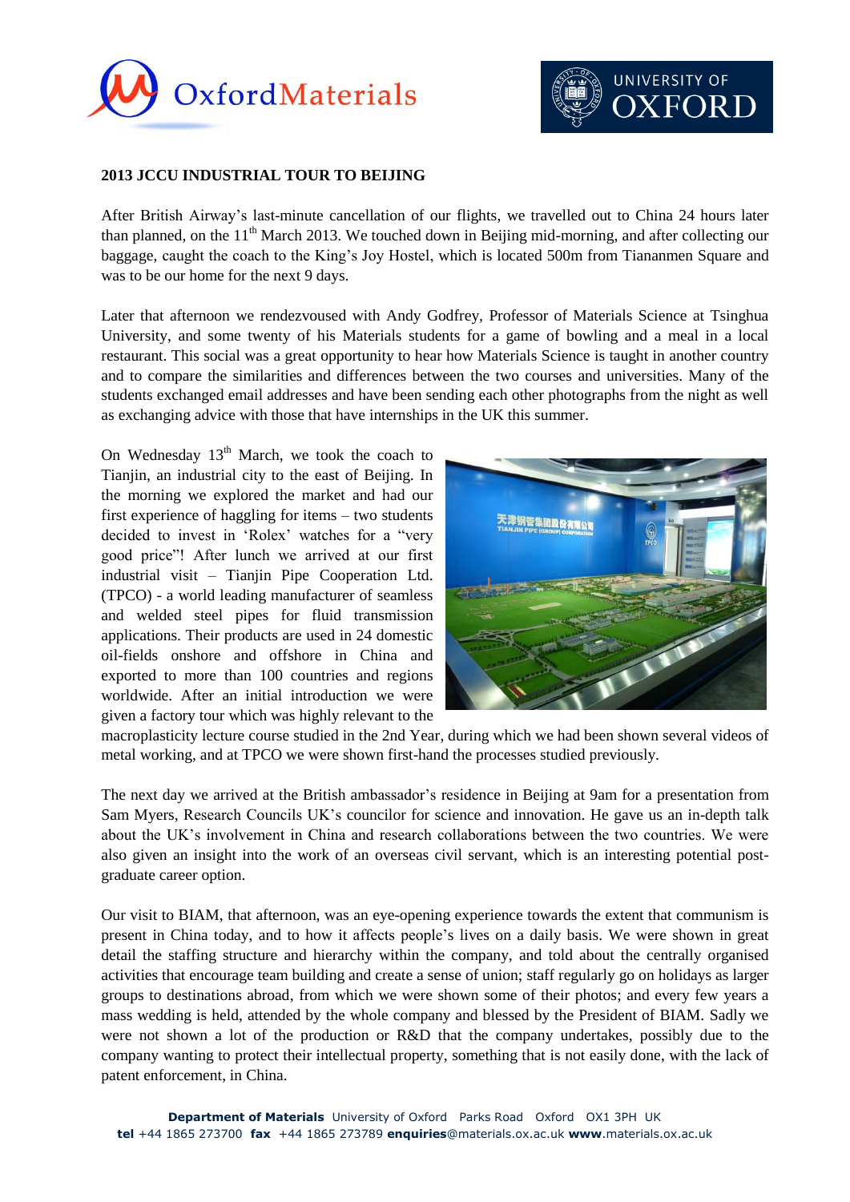## 2013 JCCU INDUSTRIAL TOUR TO BEIJING

After British Airway's last-minute cancellation of our flights, we travelled out to China 24 hours later than planned, on the 11th March 2013. We touched down in Beijing mid-morning, and after collecting our baggage, caught the coach to the King's Joy Hostel, which is located 500m from Tiananmen Square and was to be our home for the next 9 days.

Later that afternoon we rendezvoused with Andy Godfrey, Professor of Materials Science at Tsinghua University, and some twenty of his Materials students for a game of bowling and a meal in a local restaurant. This social was a great opportunity to hear how Materials Science is taught in another country and to compare the similarities and differences between the two courses and universities. Many of the students exchanged email addresses and have been sending each other photographs from the night as well as exchanging advice with those that have internships in the UK this summer.

On Wednesday 13th March, we took the coach to Tianjin, an industrial city to the east of Beijing. In the morning we explored the market and had our first experience of haggling for items – two students decided to invest in 'Rolex' watches for a "very good price"! After lunch we arrived at our first industrial visit – Tianjin Pipe Cooperation Ltd. (TPCO) - a world leading manufacturer of seamless and welded steel pipes for fluid transmission applications. Their products are used in 24 domestic oil-fields onshore and offshore in China and exported to more than 100 countries and regions worldwide. After an initial introduction we were given a factory tour which was highly relevant to the macroplasticity lecture course studied in the 2nd Year, during which we had been shown several videos of metal working, and at TPCO we were shown first-hand the processes studied previously.

The next day we arrived at the British ambassador's residence in Beijing at 9am for a presentation from Sam Myers, Research Councils UK's councilor for science and innovation. He gave us an in-depth talk about the UK's involvement in China and research collaborations between the two countries. We were also given an insight into the work of an overseas civil servant, which is an interesting potential post-graduate career option.

Our visit to BIAM, that afternoon, was an eye-opening experience towards the extent that communism is present in China today, and to how it affects people's lives on a daily basis. We were shown in great detail the staffing structure and hierarchy within the company, and told about the centrally organised activities that encourage team building and create a sense of union; staff regularly go on holidays as larger groups to destinations abroad, from which we were shown some of their photos; and every few years a mass wedding is held, attended by the whole company and blessed by the President of BIAM. Sadly we were not shown a lot of the production or R&D that the company undertakes, possibly due to the company wanting to protect their intellectual property, something that is not easily done, with the lack of patent enforcement, in China.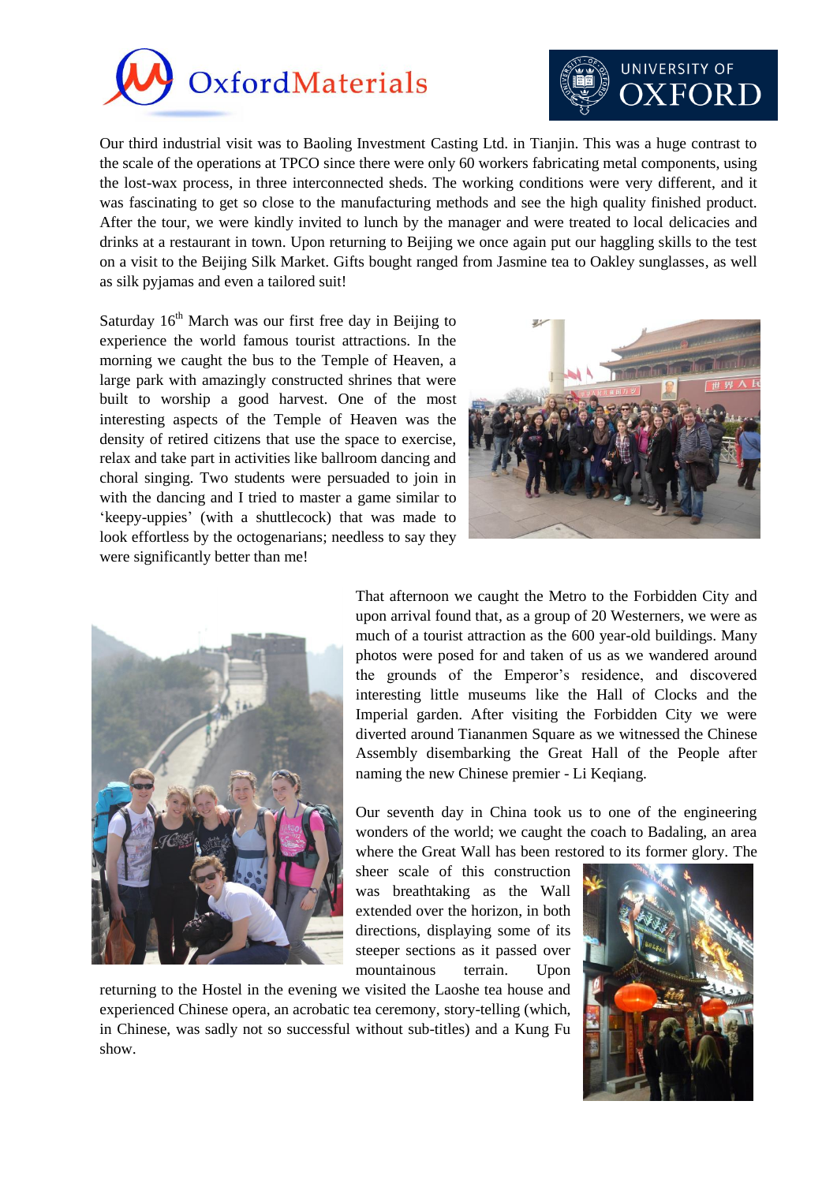Our third industrial visit was to Baoling Investment Casting Ltd. in Tianjin. This was a huge contrast to the scale of the operations at TPCO since there were only 60 workers fabricating metal components, using the lost-wax process, in three interconnected sheds. The working conditions were very different, and it was fascinating to get so close to the manufacturing methods and see the high quality finished product. After the tour, we were kindly invited to lunch by the manager and were treated to local delicacies and drinks at a restaurant in town. Upon returning to Beijing we once again put our haggling skills to the test on a visit to the Beijing Silk Market. Gifts bought ranged from Jasmine tea to Oakley sunglasses, as well as silk pyjamas and even a tailored suit!

Saturday 16th March was our first free day in Beijing to experience the world famous tourist attractions. In the morning we caught the bus to the Temple of Heaven, a large park with amazingly constructed shrines that were built to worship a good harvest. One of the most interesting aspects of the Temple of Heaven was the density of retired citizens that use the space to exercise, relax and take part in activities like ballroom dancing and choral singing. Two students were persuaded to join in with the dancing and I tried to master a game similar to 'keepy-uppies' (with a shuttlecock) that was made to look effortless by the octogenarians; needless to say they were significantly better than me!

That afternoon we caught the Metro to the Forbidden City and upon arrival found that, as a group of 20 Westerners, we were as much of a tourist attraction as the 600 year-old buildings. Many photos were posed for and taken of us as we wandered around the grounds of the Emperor's residence, and discovered interesting little museums like the Hall of Clocks and the Imperial garden. After visiting the Forbidden City we were diverted around Tiananmen Square as we witnessed the Chinese Assembly disembarking the Great Hall of the People after naming the new Chinese premier - Li Keqiang.

Our seventh day in China took us to one of the engineering wonders of the world; we caught the coach to Badaling, an area where the Great Wall has been restored to its former glory. The sheer scale of this construction was breathtaking as the Wall extended over the horizon, in both directions, displaying some of its steeper sections as it passed over mountainous terrain. Upon returning to the Hostel in the evening we visited the Laoshe tea house and experienced Chinese opera, an acrobatic tea ceremony, story-telling (which, in Chinese, was sadly not so successful without sub-titles) and a Kung Fu show.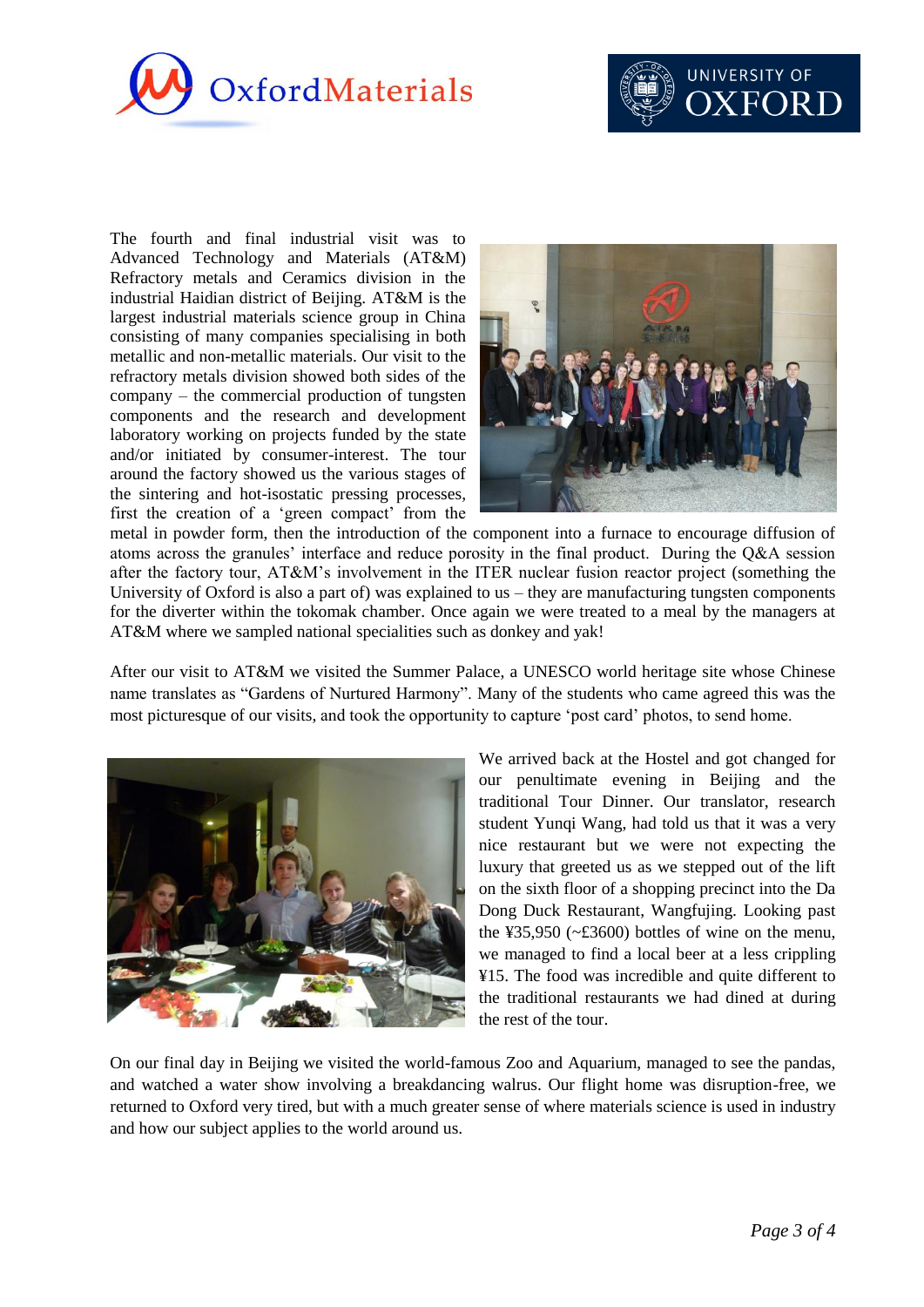The fourth and final industrial visit was to Advanced Technology and Materials (AT&M) Refractory metals and Ceramics division in the industrial Haidian district of Beijing. AT&M is the largest industrial materials science group in China consisting of many companies specialising in both metallic and non-metallic materials. Our visit to the refractory metals division showed both sides of the company – the commercial production of tungsten components and the research and development laboratory working on projects funded by the state and/or initiated by consumer-interest. The tour around the factory showed us the various stages of the sintering and hot-isostatic pressing processes, first the creation of a 'green compact' from the metal in powder form, then the introduction of the component into a furnace to encourage diffusion of atoms across the granules' interface and reduce porosity in the final product. During the Q&A session after the factory tour, AT&M's involvement in the ITER nuclear fusion reactor project (something the University of Oxford is also a part of) was explained to us – they are manufacturing tungsten components for the diverter within the tokomak chamber. Once again we were treated to a meal by the managers at AT&M where we sampled national specialities such as donkey and yak!

After our visit to AT&M we visited the Summer Palace, a UNESCO world heritage site whose Chinese name translates as "Gardens of Nurtured Harmony". Many of the students who came agreed this was the most picturesque of our visits, and took the opportunity to capture 'post card' photos, to send home.

We arrived back at the Hostel and got changed for our penultimate evening in Beijing and the traditional Tour Dinner. Our translator, research student Yunqi Wang, had told us that it was a very nice restaurant but we were not expecting the luxury that greeted us as we stepped out of the lift on the sixth floor of a shopping precinct into the Da Dong Duck Restaurant, Wangfujing. Looking past the ¥35,950 (~£3600) bottles of wine on the menu, we managed to find a local beer at a less crippling ¥15. The food was incredible and quite different to the traditional restaurants we had dined at during the rest of the tour.

On our final day in Beijing we visited the world-famous Zoo and Aquarium, managed to see the pandas, and watched a water show involving a breakdancing walrus. Our flight home was disruption-free, we returned to Oxford very tired, but with a much greater sense of where materials science is used in industry and how our subject applies to the world around us.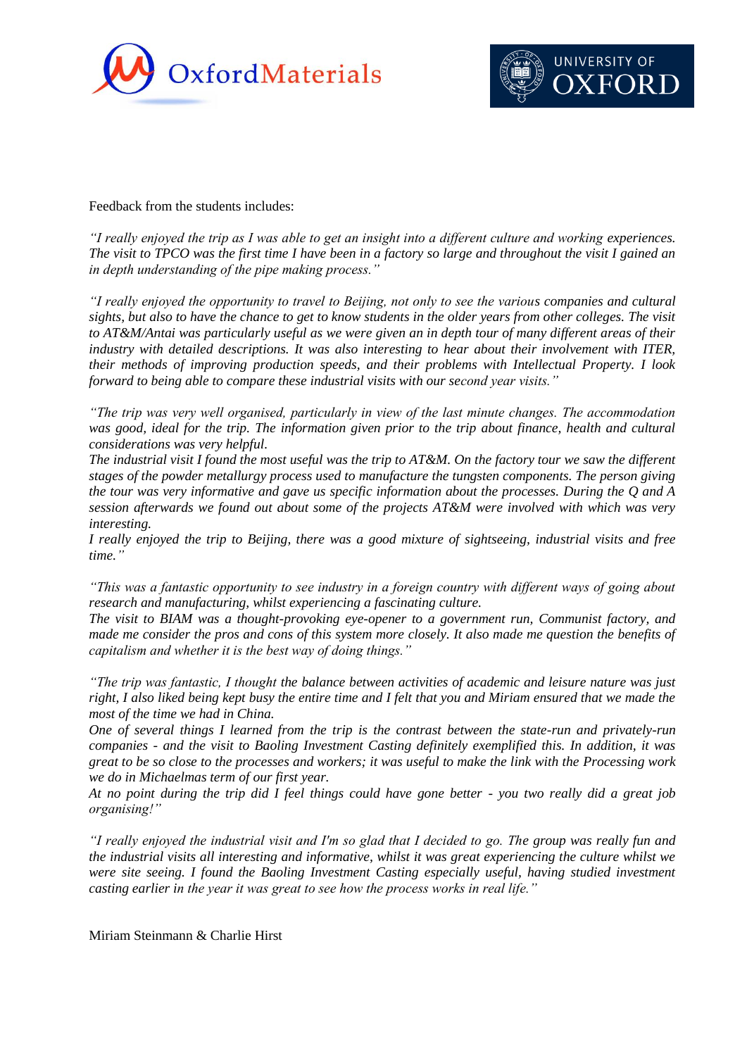Feedback from the students includes:

*"I really enjoyed the trip as I was able to get an insight into a different culture and working experiences. The visit to TPCO was the first time I have been in a factory so large and throughout the visit I gained an in depth understanding of the pipe making process."*

*"I really enjoyed the opportunity to travel to Beijing, not only to see the various companies and cultural sights, but also to have the chance to get to know students in the older years from other colleges. The visit to AT&M/Antai was particularly useful as we were given an in depth tour of many different areas of their industry with detailed descriptions. It was also interesting to hear about their involvement with ITER, their methods of improving production speeds, and their problems with Intellectual Property. I look forward to being able to compare these industrial visits with our second year visits."*

*"The trip was very well organised, particularly in view of the last minute changes. The accommodation was good, ideal for the trip. The information given prior to the trip about finance, health and cultural considerations was very helpful.*
*The industrial visit I found the most useful was the trip to AT&M. On the factory tour we saw the different stages of the powder metallurgy process used to manufacture the tungsten components. The person giving the tour was very informative and gave us specific information about the processes. During the Q and A session afterwards we found out about some of the projects AT&M were involved with which was very interesting.*
*I really enjoyed the trip to Beijing, there was a good mixture of sightseeing, industrial visits and free time."*

*"This was a fantastic opportunity to see industry in a foreign country with different ways of going about research and manufacturing, whilst experiencing a fascinating culture.*
*The visit to BIAM was a thought-provoking eye-opener to a government run, Communist factory, and made me consider the pros and cons of this system more closely. It also made me question the benefits of capitalism and whether it is the best way of doing things."*

*"The trip was fantastic, I thought the balance between activities of academic and leisure nature was just right, I also liked being kept busy the entire time and I felt that you and Miriam ensured that we made the most of the time we had in China.*
*One of several things I learned from the trip is the contrast between the state-run and privately-run companies - and the visit to Baoling Investment Casting definitely exemplified this. In addition, it was great to be so close to the processes and workers; it was useful to make the link with the Processing work we do in Michaelmas term of our first year.*
*At no point during the trip did I feel things could have gone better - you two really did a great job organising!"*

*"I really enjoyed the industrial visit and I'm so glad that I decided to go. The group was really fun and the industrial visits all interesting and informative, whilst it was great experiencing the culture whilst we were site seeing. I found the Baoling Investment Casting especially useful, having studied investment casting earlier in the year it was great to see how the process works in real life."*

Miriam Steinmann & Charlie Hirst